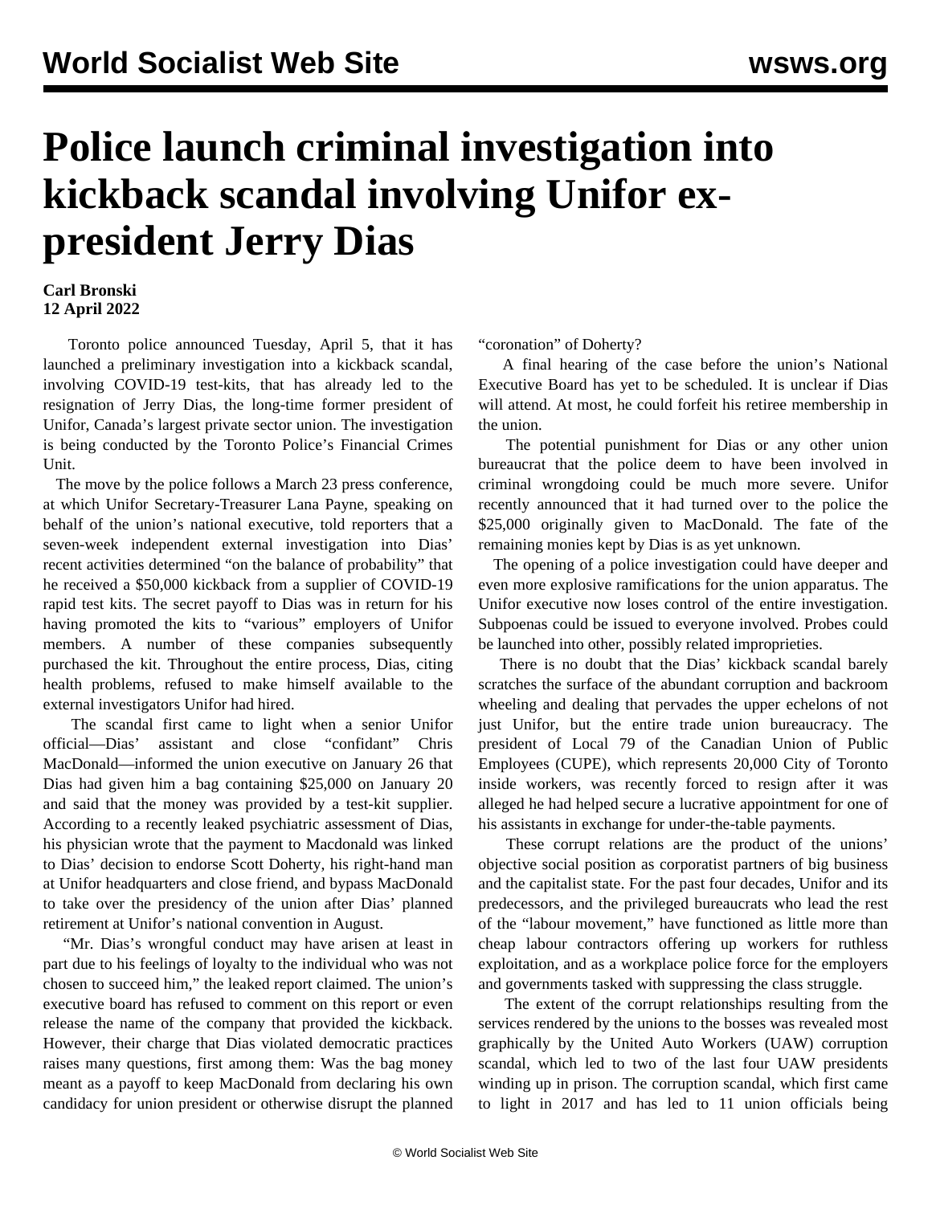# Police launch criminal investigation into kickback scandal involving Unifor ex-president Jerry Dias

**Carl Bronski**
**12 April 2022**

Toronto police announced Tuesday, April 5, that it has launched a preliminary investigation into a kickback scandal, involving COVID-19 test-kits, that has already led to the resignation of Jerry Dias, the long-time former president of Unifor, Canada's largest private sector union. The investigation is being conducted by the Toronto Police's Financial Crimes Unit.

The move by the police follows a March 23 press conference, at which Unifor Secretary-Treasurer Lana Payne, speaking on behalf of the union's national executive, told reporters that a seven-week independent external investigation into Dias' recent activities determined "on the balance of probability" that he received a $50,000 kickback from a supplier of COVID-19 rapid test kits. The secret payoff to Dias was in return for his having promoted the kits to "various" employers of Unifor members. A number of these companies subsequently purchased the kit. Throughout the entire process, Dias, citing health problems, refused to make himself available to the external investigators Unifor had hired.

The scandal first came to light when a senior Unifor official—Dias' assistant and close "confidant" Chris MacDonald—informed the union executive on January 26 that Dias had given him a bag containing $25,000 on January 20 and said that the money was provided by a test-kit supplier. According to a recently leaked psychiatric assessment of Dias, his physician wrote that the payment to Macdonald was linked to Dias' decision to endorse Scott Doherty, his right-hand man at Unifor headquarters and close friend, and bypass MacDonald to take over the presidency of the union after Dias' planned retirement at Unifor's national convention in August.

"Mr. Dias's wrongful conduct may have arisen at least in part due to his feelings of loyalty to the individual who was not chosen to succeed him," the leaked report claimed. The union's executive board has refused to comment on this report or even release the name of the company that provided the kickback. However, their charge that Dias violated democratic practices raises many questions, first among them: Was the bag money meant as a payoff to keep MacDonald from declaring his own candidacy for union president or otherwise disrupt the planned "coronation" of Doherty?

A final hearing of the case before the union's National Executive Board has yet to be scheduled. It is unclear if Dias will attend. At most, he could forfeit his retiree membership in the union.

The potential punishment for Dias or any other union bureaucrat that the police deem to have been involved in criminal wrongdoing could be much more severe. Unifor recently announced that it had turned over to the police the $25,000 originally given to MacDonald. The fate of the remaining monies kept by Dias is as yet unknown.

The opening of a police investigation could have deeper and even more explosive ramifications for the union apparatus. The Unifor executive now loses control of the entire investigation. Subpoenas could be issued to everyone involved. Probes could be launched into other, possibly related improprieties.

There is no doubt that the Dias' kickback scandal barely scratches the surface of the abundant corruption and backroom wheeling and dealing that pervades the upper echelons of not just Unifor, but the entire trade union bureaucracy. The president of Local 79 of the Canadian Union of Public Employees (CUPE), which represents 20,000 City of Toronto inside workers, was recently forced to resign after it was alleged he had helped secure a lucrative appointment for one of his assistants in exchange for under-the-table payments.

These corrupt relations are the product of the unions' objective social position as corporatist partners of big business and the capitalist state. For the past four decades, Unifor and its predecessors, and the privileged bureaucrats who lead the rest of the "labour movement," have functioned as little more than cheap labour contractors offering up workers for ruthless exploitation, and as a workplace police force for the employers and governments tasked with suppressing the class struggle.

The extent of the corrupt relationships resulting from the services rendered by the unions to the bosses was revealed most graphically by the United Auto Workers (UAW) corruption scandal, which led to two of the last four UAW presidents winding up in prison. The corruption scandal, which first came to light in 2017 and has led to 11 union officials being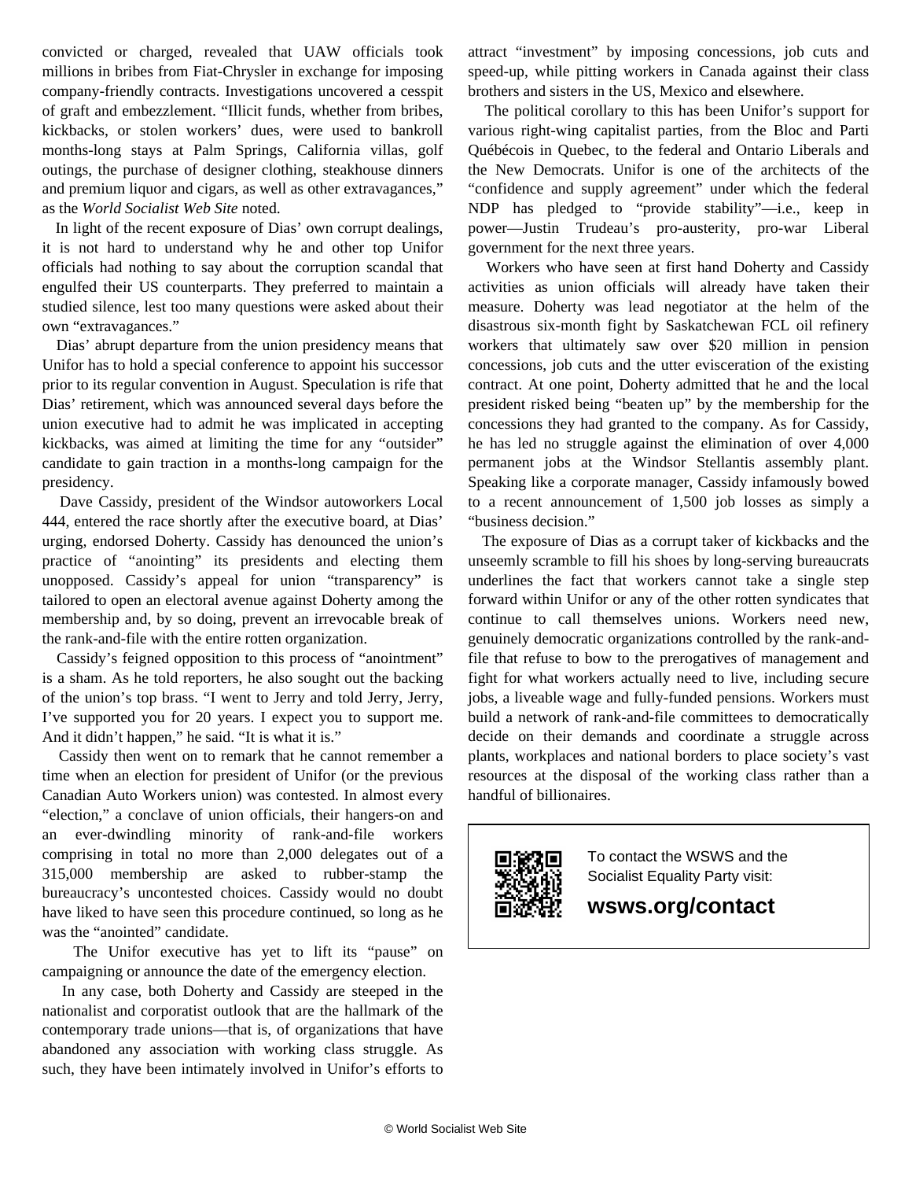convicted or charged, revealed that UAW officials took millions in bribes from Fiat-Chrysler in exchange for imposing company-friendly contracts. Investigations uncovered a cesspit of graft and embezzlement. "Illicit funds, whether from bribes, kickbacks, or stolen workers' dues, were used to bankroll months-long stays at Palm Springs, California villas, golf outings, the purchase of designer clothing, steakhouse dinners and premium liquor and cigars, as well as other extravagances," as the *World Socialist Web Site* noted.

In light of the recent exposure of Dias' own corrupt dealings, it is not hard to understand why he and other top Unifor officials had nothing to say about the corruption scandal that engulfed their US counterparts. They preferred to maintain a studied silence, lest too many questions were asked about their own "extravagances."

Dias' abrupt departure from the union presidency means that Unifor has to hold a special conference to appoint his successor prior to its regular convention in August. Speculation is rife that Dias' retirement, which was announced several days before the union executive had to admit he was implicated in accepting kickbacks, was aimed at limiting the time for any "outsider" candidate to gain traction in a months-long campaign for the presidency.

Dave Cassidy, president of the Windsor autoworkers Local 444, entered the race shortly after the executive board, at Dias' urging, endorsed Doherty. Cassidy has denounced the union's practice of "anointing" its presidents and electing them unopposed. Cassidy's appeal for union "transparency" is tailored to open an electoral avenue against Doherty among the membership and, by so doing, prevent an irrevocable break of the rank-and-file with the entire rotten organization.

Cassidy's feigned opposition to this process of "anointment" is a sham. As he told reporters, he also sought out the backing of the union's top brass. "I went to Jerry and told Jerry, Jerry, I've supported you for 20 years. I expect you to support me. And it didn't happen," he said. "It is what it is."

Cassidy then went on to remark that he cannot remember a time when an election for president of Unifor (or the previous Canadian Auto Workers union) was contested. In almost every "election," a conclave of union officials, their hangers-on and an ever-dwindling minority of rank-and-file workers comprising in total no more than 2,000 delegates out of a 315,000 membership are asked to rubber-stamp the bureaucracy's uncontested choices. Cassidy would no doubt have liked to have seen this procedure continued, so long as he was the "anointed" candidate.

The Unifor executive has yet to lift its "pause" on campaigning or announce the date of the emergency election.

In any case, both Doherty and Cassidy are steeped in the nationalist and corporatist outlook that are the hallmark of the contemporary trade unions—that is, of organizations that have abandoned any association with working class struggle. As such, they have been intimately involved in Unifor's efforts to attract "investment" by imposing concessions, job cuts and speed-up, while pitting workers in Canada against their class brothers and sisters in the US, Mexico and elsewhere.

The political corollary to this has been Unifor's support for various right-wing capitalist parties, from the Bloc and Parti Québécois in Quebec, to the federal and Ontario Liberals and the New Democrats. Unifor is one of the architects of the "confidence and supply agreement" under which the federal NDP has pledged to "provide stability"—i.e., keep in power—Justin Trudeau's pro-austerity, pro-war Liberal government for the next three years.

Workers who have seen at first hand Doherty and Cassidy activities as union officials will already have taken their measure. Doherty was lead negotiator at the helm of the disastrous six-month fight by Saskatchewan FCL oil refinery workers that ultimately saw over $20 million in pension concessions, job cuts and the utter evisceration of the existing contract. At one point, Doherty admitted that he and the local president risked being "beaten up" by the membership for the concessions they had granted to the company. As for Cassidy, he has led no struggle against the elimination of over 4,000 permanent jobs at the Windsor Stellantis assembly plant. Speaking like a corporate manager, Cassidy infamously bowed to a recent announcement of 1,500 job losses as simply a "business decision."

The exposure of Dias as a corrupt taker of kickbacks and the unseemly scramble to fill his shoes by long-serving bureaucrats underlines the fact that workers cannot take a single step forward within Unifor or any of the other rotten syndicates that continue to call themselves unions. Workers need new, genuinely democratic organizations controlled by the rank-and-file that refuse to bow to the prerogatives of management and fight for what workers actually need to live, including secure jobs, a liveable wage and fully-funded pensions. Workers must build a network of rank-and-file committees to democratically decide on their demands and coordinate a struggle across plants, workplaces and national borders to place society's vast resources at the disposal of the working class rather than a handful of billionaires.

To contact the WSWS and the Socialist Equality Party visit:

**wsws.org/contact**